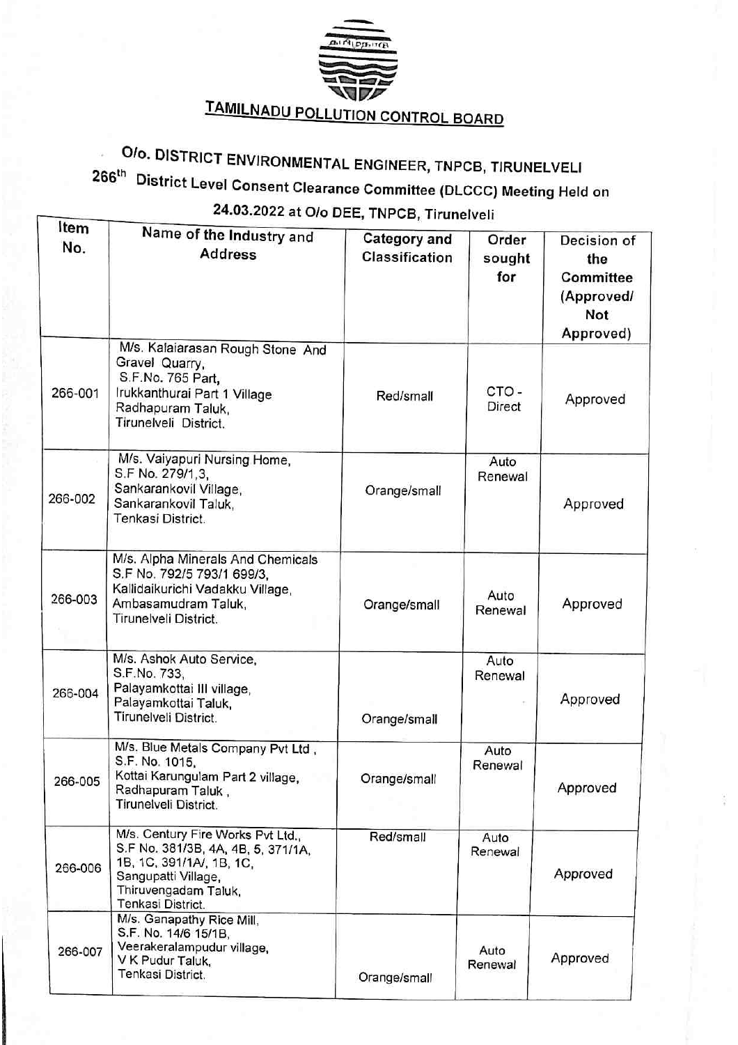# TAMILNADU POLLUTION CONTROL BOARD

## O/o. DISTRICT ENVIRONMENTAL ENGINEER, TNPCB, TIRUNELVELI

## 266th District Level Consent Clearance Committee (DLCCC) Meeting Held on 24.03.2022 at O/o DEE, TNPCB, Tirunelveli

| Item No. | Name of the Industry and Address | Category and Classification | Order sought for | Decision of the Committee (Approved/ Not Approved) |
|---|---|---|---|---|
| 266-001 | M/s. Kalaiarasan Rough Stone And Gravel Quarry, S.F.No. 765 Part, Irukkanthurai Part 1 Village Radhapuram Taluk, Tirunelveli District. | Red/small | CTO - Direct | Approved |
| 266-002 | M/s. Vaiyapuri Nursing Home, S.F No. 279/1,3, Sankarankovil Village, Sankarankovil Taluk, Tenkasi District. | Orange/small | Auto Renewal | Approved |
| 266-003 | M/s. Alpha Minerals And Chemicals S.F No. 792/5 793/1 699/3, Kallidaikurichi Vadakku Village, Ambasamudram Taluk, Tirunelveli District. | Orange/small | Auto Renewal | Approved |
| 266-004 | M/s. Ashok Auto Service, S.F.No. 733, Palayamkottai III village, Palayamkottai Taluk, Tirunelveli District. | Orange/small | Auto Renewal | Approved |
| 266-005 | M/s. Blue Metals Company Pvt Ltd , S.F. No. 1015, Kottai Karungulam Part 2 village, Radhapuram Taluk , Tirunelveli District. | Orange/small | Auto Renewal | Approved |
| 266-006 | M/s. Century Fire Works Pvt Ltd., S.F No. 381/3B, 4A, 4B, 5, 371/1A, 1B, 1C, 391/1A/, 1B, 1C, Sangupatti Village, Thiruvengadam Taluk, Tenkasi District. | Red/small | Auto Renewal | Approved |
| 266-007 | M/s. Ganapathy Rice Mill, S.F. No. 14/6 15/1B, Veerakeralampudur village, V K Pudur Taluk, Tenkasi District. | Orange/small | Auto Renewal | Approved |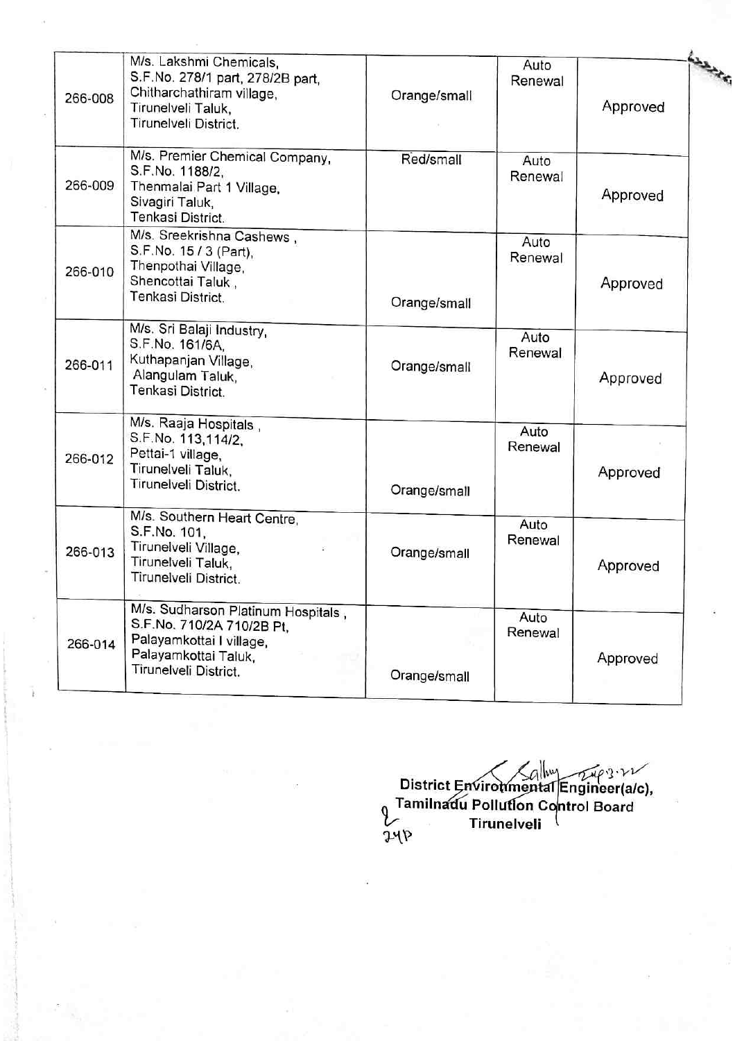| | | | | |
|---|---|---|---|---|
| 266-008 | M/s. Lakshmi Chemicals, S.F.No. 278/1 part, 278/2B part, Chitharchathiram village, Tirunelveli Taluk, Tirunelveli District. | Orange/small | Auto Renewal | Approved |
| 266-009 | M/s. Premier Chemical Company, S.F.No. 1188/2, Thenmalai Part 1 Village, Sivagiri Taluk, Tenkasi District. | Red/small | Auto Renewal | Approved |
| 266-010 | M/s. Sreekrishna Cashews , S.F.No. 15 / 3 (Part), Thenpothai Village, Shencottai Taluk , Tenkasi District. | Orange/small | Auto Renewal | Approved |
| 266-011 | M/s. Sri Balaji Industry, S.F.No. 161/6A, Kuthapanjan Village, Alangulam Taluk, Tenkasi District. | Orange/small | Auto Renewal | Approved |
| 266-012 | M/s. Raaja Hospitals , S.F.No. 113,114/2, Pettai-1 village, Tirunelveli Taluk, Tirunelveli District. | Orange/small | Auto Renewal | Approved |
| 266-013 | M/s. Southern Heart Centre, S.F.No. 101, Tirunelveli Village, Tirunelveli Taluk, Tirunelveli District. | Orange/small | Auto Renewal | Approved |
| 266-014 | M/s. Sudharson Platinum Hospitals , S.F.No. 710/2A 710/2B Pt, Palayamkottai I village, Palayamkottai Taluk, Tirunelveli District. | Orange/small | Auto Renewal | Approved |

District Environmental Engineer(a/c),
Tamilnadu Pollution Control Board
Tirunelveli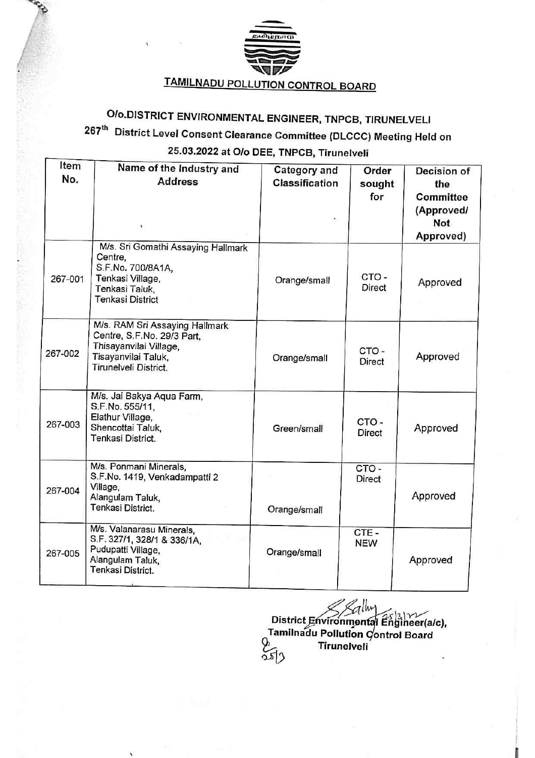## TAMILNADU POLLUTION CONTROL BOARD

### O/o.DISTRICT ENVIRONMENTAL ENGINEER, TNPCB, TIRUNELVELI

### 267th District Level Consent Clearance Committee (DLCCC) Meeting Held on 25.03.2022 at O/o DEE, TNPCB, Tirunelveli

| Item No. | Name of the Industry and Address | Category and Classification | Order sought for | Decision of the Committee (Approved/ Not Approved) |
|---|---|---|---|---|
| 267-001 | M/s. Sri Gomathi Assaying Hallmark Centre, S.F.No. 700/8A1A, Tenkasi Village, Tenkasi Taluk, Tenkasi District | Orange/small | CTO - Direct | Approved |
| 267-002 | M/s. RAM Sri Assaying Hallmark Centre, S.F.No. 29/3 Part, Thisayanvilai Village, Tisayanvilai Taluk, Tirunelveli District. | Orange/small | CTO - Direct | Approved |
| 267-003 | M/s. Jai Bakya Aqua Farm, S.F.No. 555/11, Elathur Village, Shencottai Taluk, Tenkasi District. | Green/small | CTO - Direct | Approved |
| 267-004 | M/s. Ponmani Minerals, S.F.No. 1419, Venkadampatti 2 Village, Alangulam Taluk, Tenkasi District. | Orange/small | CTO - Direct | Approved |
| 267-005 | M/s. Valanarasu Minerals, S.F. 327/1, 328/1 & 336/1A, Pudupatti Village, Alangulam Taluk, Tenkasi District. | Orange/small | CTE - NEW | Approved |

25/3/22

District Environmental Engineer(a/c),
Tamilnadu Pollution Control Board
Tirunelveli

25/3